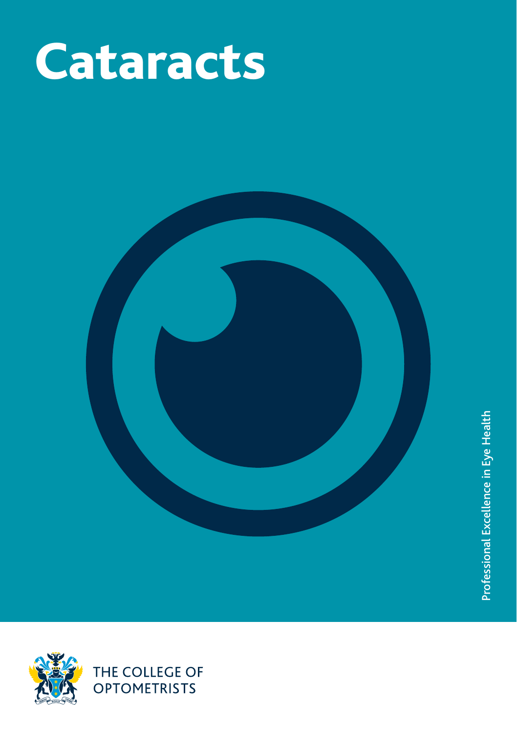# Cataracts

Professional Excellence in Eye Health

THE COLLEGE OF OPTOMETRISTS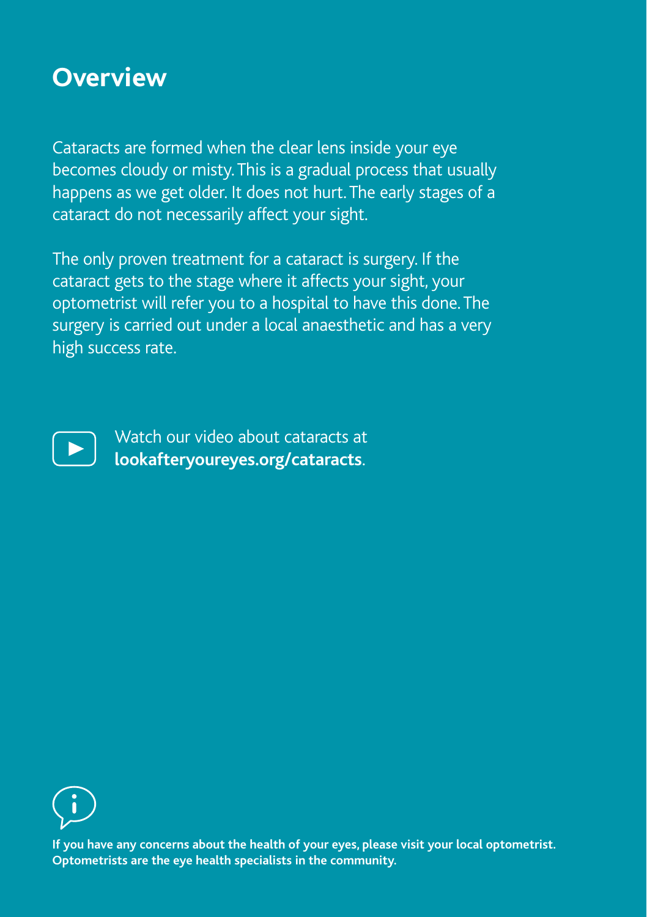## Overview

Cataracts are formed when the clear lens inside your eye becomes cloudy or misty. This is a gradual process that usually happens as we get older. It does not hurt. The early stages of a cataract do not necessarily affect your sight.

The only proven treatment for a cataract is surgery. If the cataract gets to the stage where it affects your sight, your optometrist will refer you to a hospital to have this done. The surgery is carried out under a local anaesthetic and has a very high success rate.

Watch our video about cataracts at **lookafteryoureyes.org/cataracts**.

**If you have any concerns about the health of your eyes, please visit your local optometrist. Optometrists are the eye health specialists in the community.**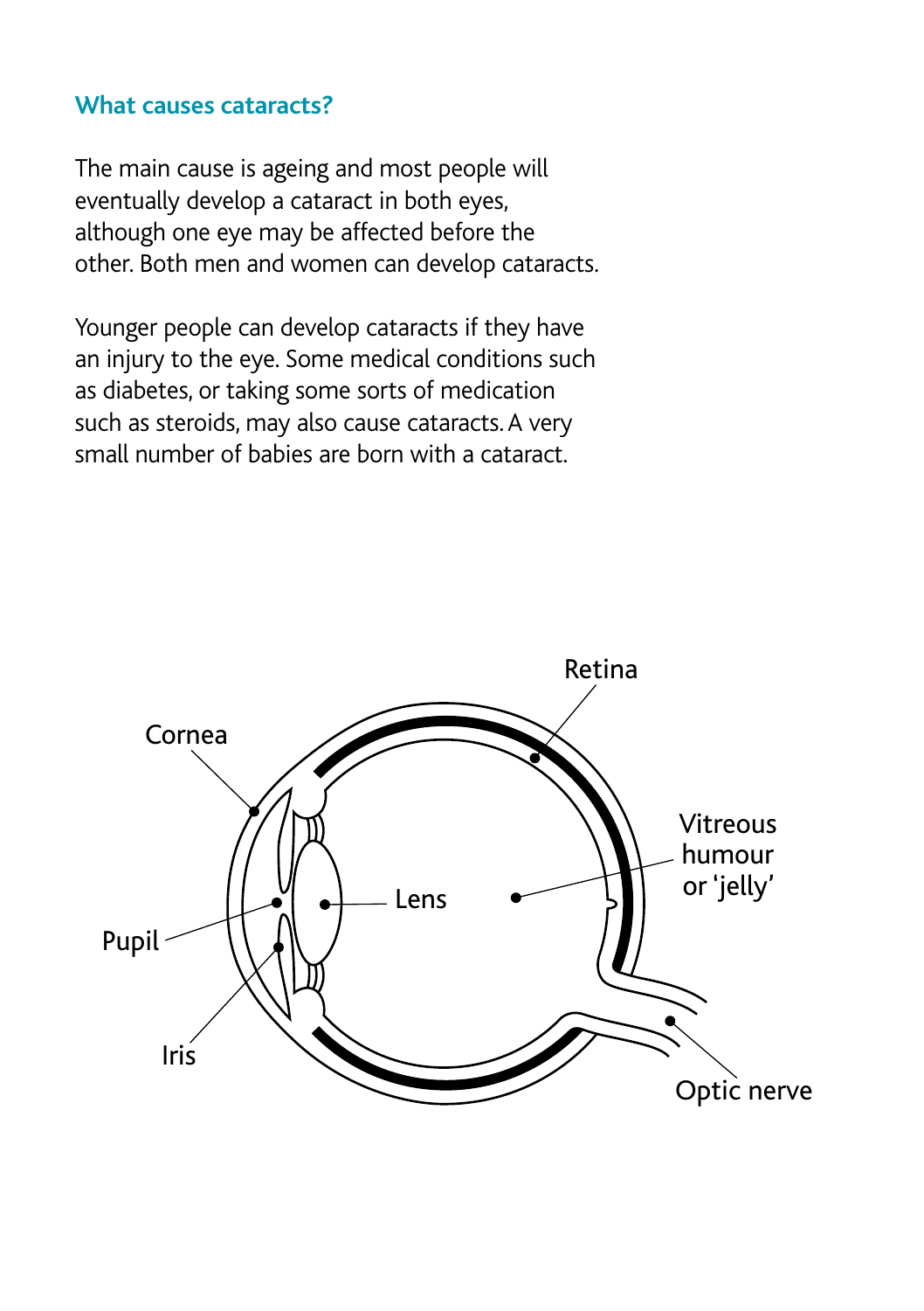## What causes cataracts?

The main cause is ageing and most people will eventually develop a cataract in both eyes, although one eye may be affected before the other. Both men and women can develop cataracts.

Younger people can develop cataracts if they have an injury to the eye. Some medical conditions such as diabetes, or taking some sorts of medication such as steroids, may also cause cataracts. A very small number of babies are born with a cataract.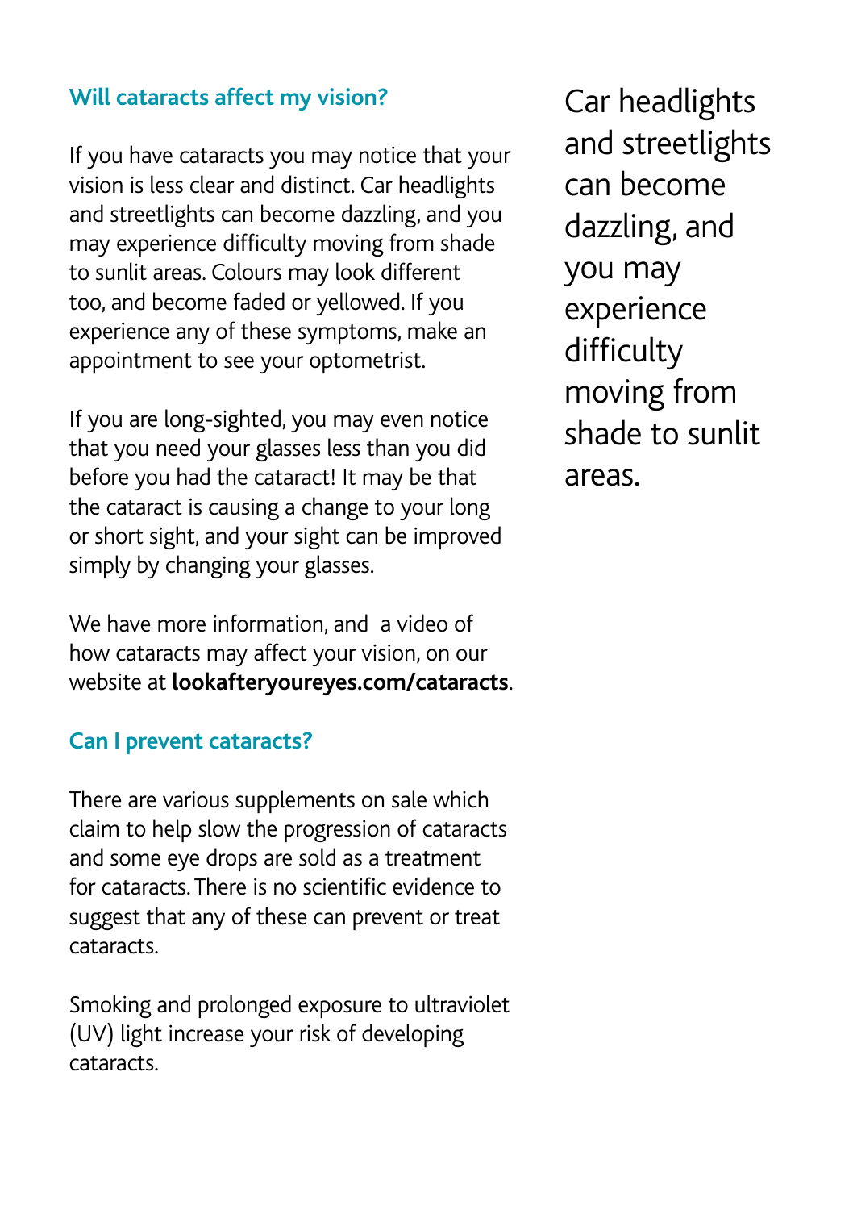## Will cataracts affect my vision?

If you have cataracts you may notice that your vision is less clear and distinct. Car headlights and streetlights can become dazzling, and you may experience difficulty moving from shade to sunlit areas. Colours may look different too, and become faded or yellowed. If you experience any of these symptoms, make an appointment to see your optometrist.

If you are long-sighted, you may even notice that you need your glasses less than you did before you had the cataract! It may be that the cataract is causing a change to your long or short sight, and your sight can be improved simply by changing your glasses.

We have more information, and a video of how cataracts may affect your vision, on our website at **lookafteryoureyes.com/cataracts**.

Car headlights and streetlights can become dazzling, and you may experience difficulty moving from shade to sunlit areas.

## Can I prevent cataracts?

There are various supplements on sale which claim to help slow the progression of cataracts and some eye drops are sold as a treatment for cataracts. There is no scientific evidence to suggest that any of these can prevent or treat cataracts.

Smoking and prolonged exposure to ultraviolet (UV) light increase your risk of developing cataracts.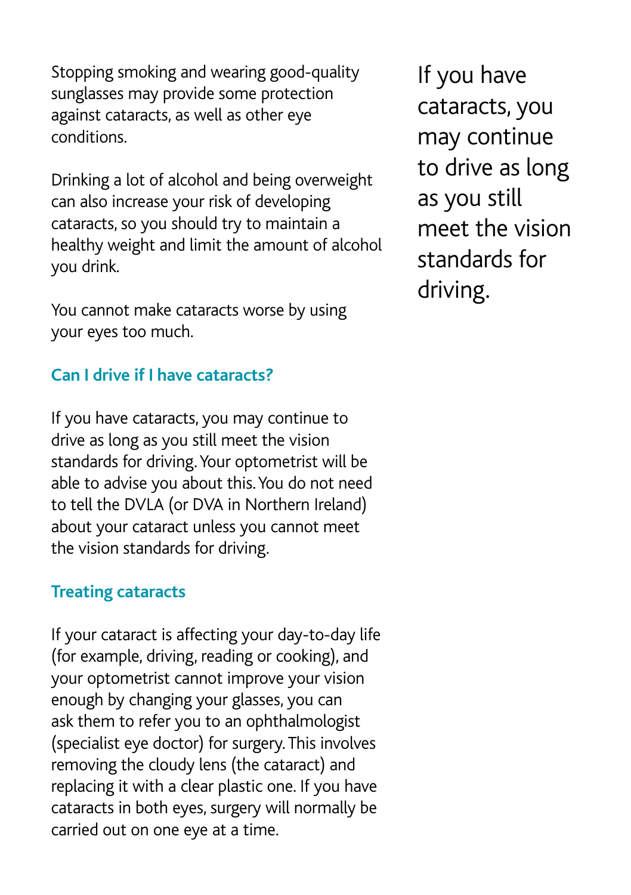Stopping smoking and wearing good-quality sunglasses may provide some protection against cataracts, as well as other eye conditions.

Drinking a lot of alcohol and being overweight can also increase your risk of developing cataracts, so you should try to maintain a healthy weight and limit the amount of alcohol you drink.

You cannot make cataracts worse by using your eyes too much.

### Can I drive if I have cataracts?

If you have cataracts, you may continue to drive as long as you still meet the vision standards for driving. Your optometrist will be able to advise you about this. You do not need to tell the DVLA (or DVA in Northern Ireland) about your cataract unless you cannot meet the vision standards for driving.

> If you have cataracts, you may continue to drive as long as you still meet the vision standards for driving.

### Treating cataracts

If your cataract is affecting your day-to-day life (for example, driving, reading or cooking), and your optometrist cannot improve your vision enough by changing your glasses, you can ask them to refer you to an ophthalmologist (specialist eye doctor) for surgery. This involves removing the cloudy lens (the cataract) and replacing it with a clear plastic one. If you have cataracts in both eyes, surgery will normally be carried out on one eye at a time.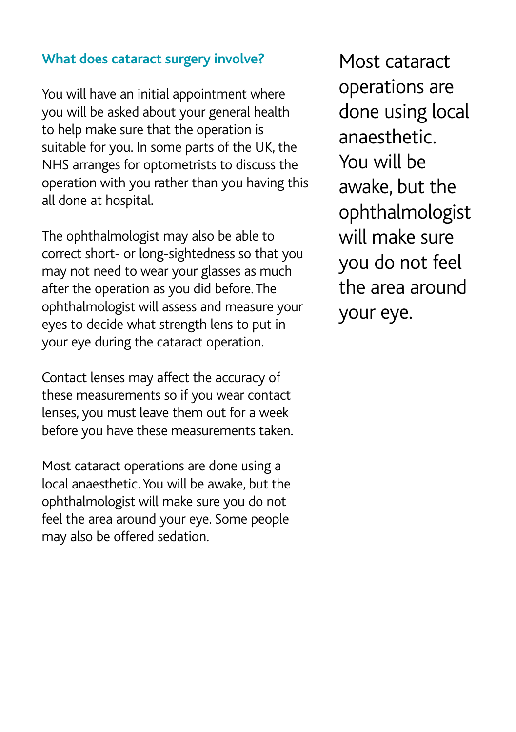## What does cataract surgery involve?

You will have an initial appointment where you will be asked about your general health to help make sure that the operation is suitable for you. In some parts of the UK, the NHS arranges for optometrists to discuss the operation with you rather than you having this all done at hospital.

The ophthalmologist may also be able to correct short- or long-sightedness so that you may not need to wear your glasses as much after the operation as you did before. The ophthalmologist will assess and measure your eyes to decide what strength lens to put in your eye during the cataract operation.

Contact lenses may affect the accuracy of these measurements so if you wear contact lenses, you must leave them out for a week before you have these measurements taken.

Most cataract operations are done using a local anaesthetic. You will be awake, but the ophthalmologist will make sure you do not feel the area around your eye. Some people may also be offered sedation.

> Most cataract operations are done using local anaesthetic. You will be awake, but the ophthalmologist will make sure you do not feel the area around your eye.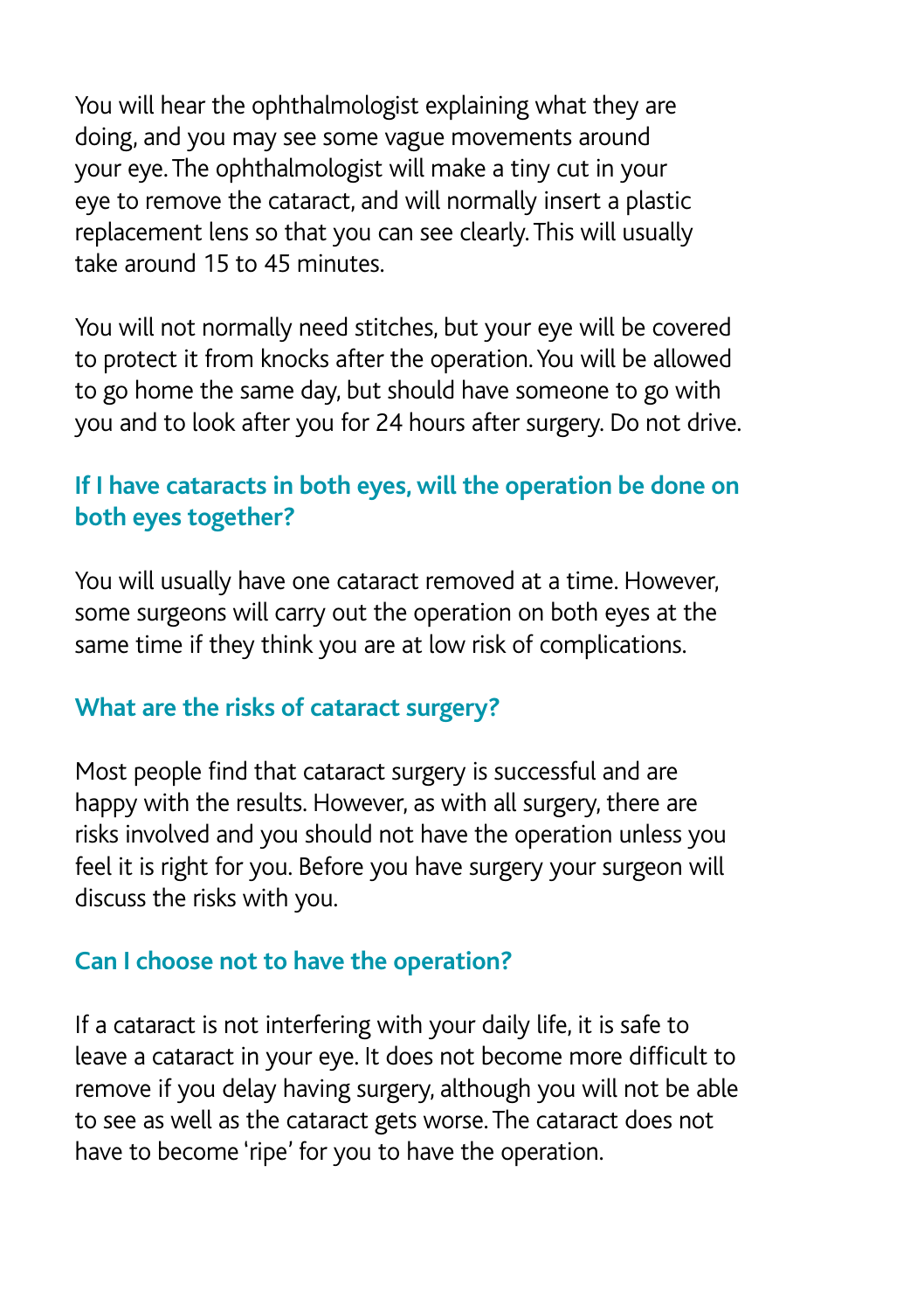You will hear the ophthalmologist explaining what they are doing, and you may see some vague movements around your eye. The ophthalmologist will make a tiny cut in your eye to remove the cataract, and will normally insert a plastic replacement lens so that you can see clearly. This will usually take around 15 to 45 minutes.

You will not normally need stitches, but your eye will be covered to protect it from knocks after the operation. You will be allowed to go home the same day, but should have someone to go with you and to look after you for 24 hours after surgery. Do not drive.

## If I have cataracts in both eyes, will the operation be done on both eyes together?

You will usually have one cataract removed at a time. However, some surgeons will carry out the operation on both eyes at the same time if they think you are at low risk of complications.

## What are the risks of cataract surgery?

Most people find that cataract surgery is successful and are happy with the results. However, as with all surgery, there are risks involved and you should not have the operation unless you feel it is right for you. Before you have surgery your surgeon will discuss the risks with you.

## Can I choose not to have the operation?

If a cataract is not interfering with your daily life, it is safe to leave a cataract in your eye. It does not become more difficult to remove if you delay having surgery, although you will not be able to see as well as the cataract gets worse. The cataract does not have to become 'ripe' for you to have the operation.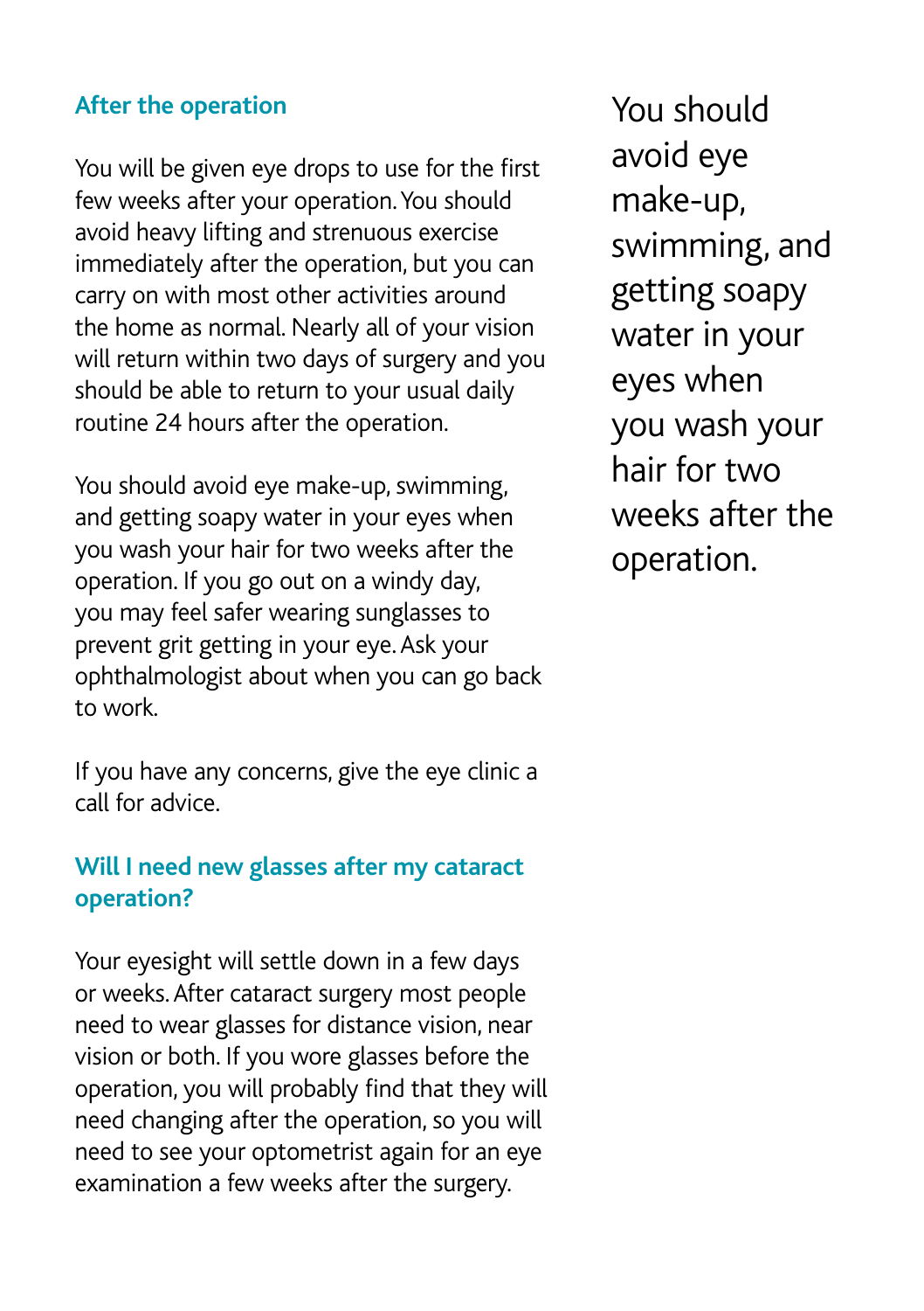## After the operation

You will be given eye drops to use for the first few weeks after your operation. You should avoid heavy lifting and strenuous exercise immediately after the operation, but you can carry on with most other activities around the home as normal. Nearly all of your vision will return within two days of surgery and you should be able to return to your usual daily routine 24 hours after the operation.

You should avoid eye make-up, swimming, and getting soapy water in your eyes when you wash your hair for two weeks after the operation. If you go out on a windy day, you may feel safer wearing sunglasses to prevent grit getting in your eye. Ask your ophthalmologist about when you can go back to work.

If you have any concerns, give the eye clinic a call for advice.

## Will I need new glasses after my cataract operation?

Your eyesight will settle down in a few days or weeks. After cataract surgery most people need to wear glasses for distance vision, near vision or both. If you wore glasses before the operation, you will probably find that they will need changing after the operation, so you will need to see your optometrist again for an eye examination a few weeks after the surgery.

> You should avoid eye make-up, swimming, and getting soapy water in your eyes when you wash your hair for two weeks after the operation.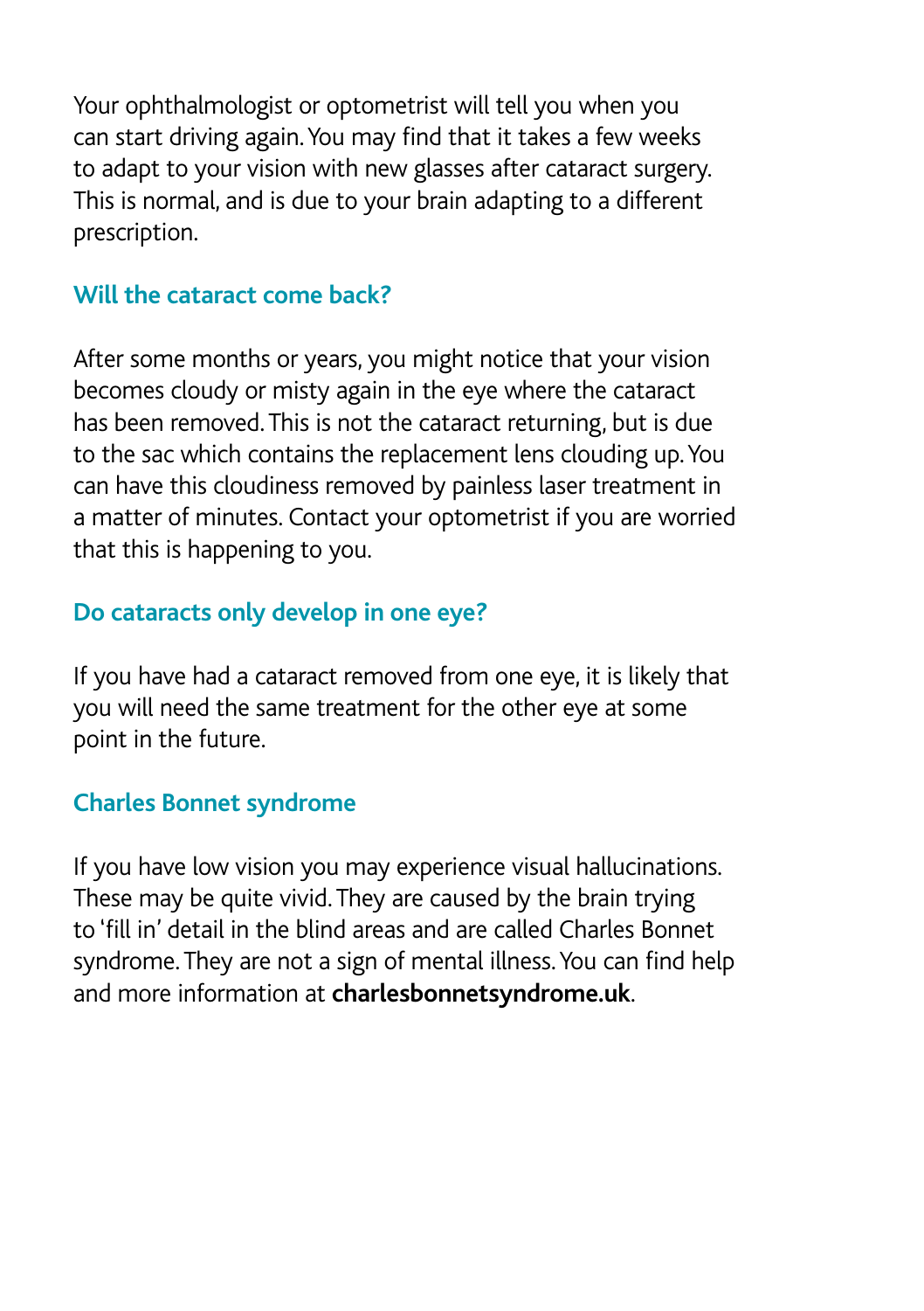Your ophthalmologist or optometrist will tell you when you can start driving again. You may find that it takes a few weeks to adapt to your vision with new glasses after cataract surgery. This is normal, and is due to your brain adapting to a different prescription.

## Will the cataract come back?

After some months or years, you might notice that your vision becomes cloudy or misty again in the eye where the cataract has been removed. This is not the cataract returning, but is due to the sac which contains the replacement lens clouding up. You can have this cloudiness removed by painless laser treatment in a matter of minutes. Contact your optometrist if you are worried that this is happening to you.

## Do cataracts only develop in one eye?

If you have had a cataract removed from one eye, it is likely that you will need the same treatment for the other eye at some point in the future.

## Charles Bonnet syndrome

If you have low vision you may experience visual hallucinations. These may be quite vivid. They are caused by the brain trying to 'fill in' detail in the blind areas and are called Charles Bonnet syndrome. They are not a sign of mental illness. You can find help and more information at **charlesbonnetsyndrome.uk**.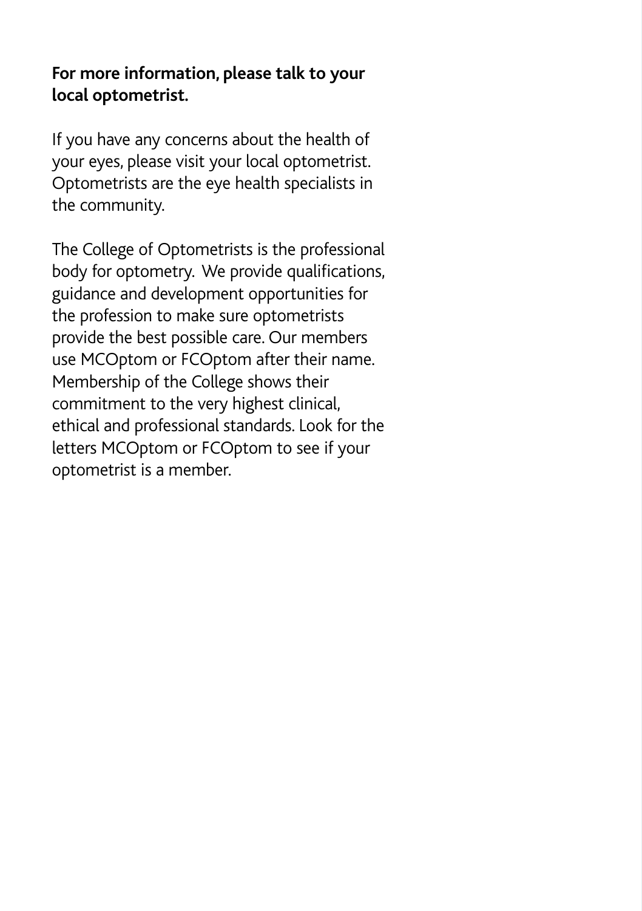**For more information, please talk to your local optometrist.**

If you have any concerns about the health of your eyes, please visit your local optometrist. Optometrists are the eye health specialists in the community.

The College of Optometrists is the professional body for optometry. We provide qualifications, guidance and development opportunities for the profession to make sure optometrists provide the best possible care. Our members use MCOptom or FCOptom after their name. Membership of the College shows their commitment to the very highest clinical, ethical and professional standards. Look for the letters MCOptom or FCOptom to see if your optometrist is a member.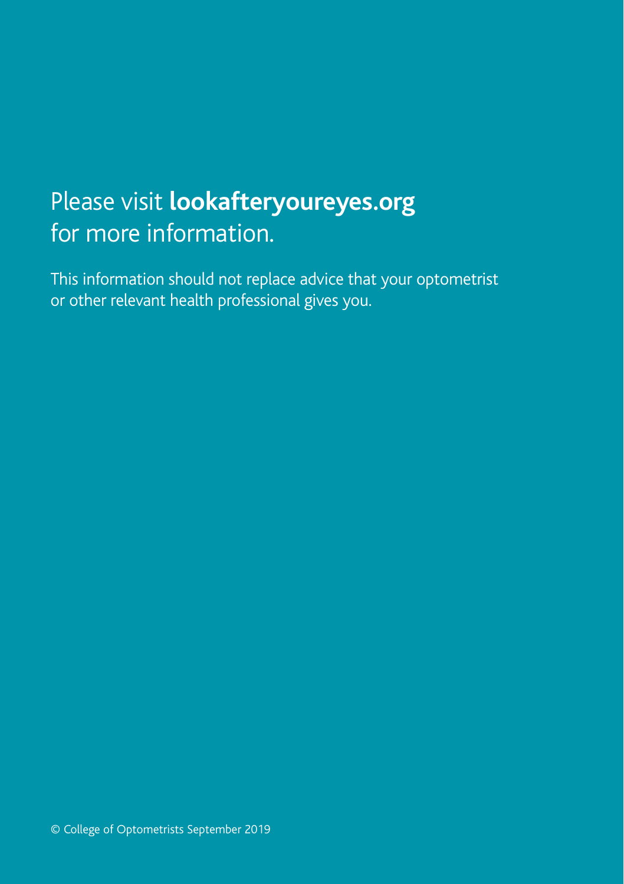Please visit **lookafteryoureyes.org** for more information.

This information should not replace advice that your optometrist or other relevant health professional gives you.

© College of Optometrists September 2019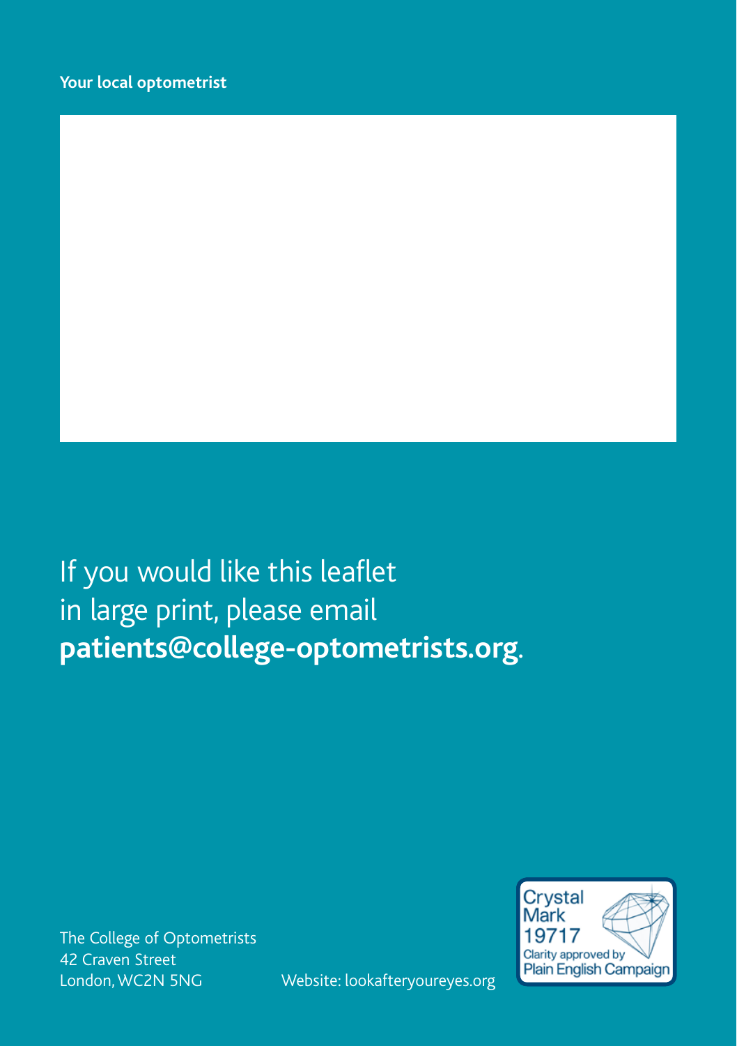**Your local optometrist**

If you would like this leaflet in large print, please email **patients@college-optometrists.org**.

The College of Optometrists
42 Craven Street
London, WC2N 5NG

Website: lookafteryoureyes.org

Crystal Mark 19717
Clarity approved by Plain English Campaign